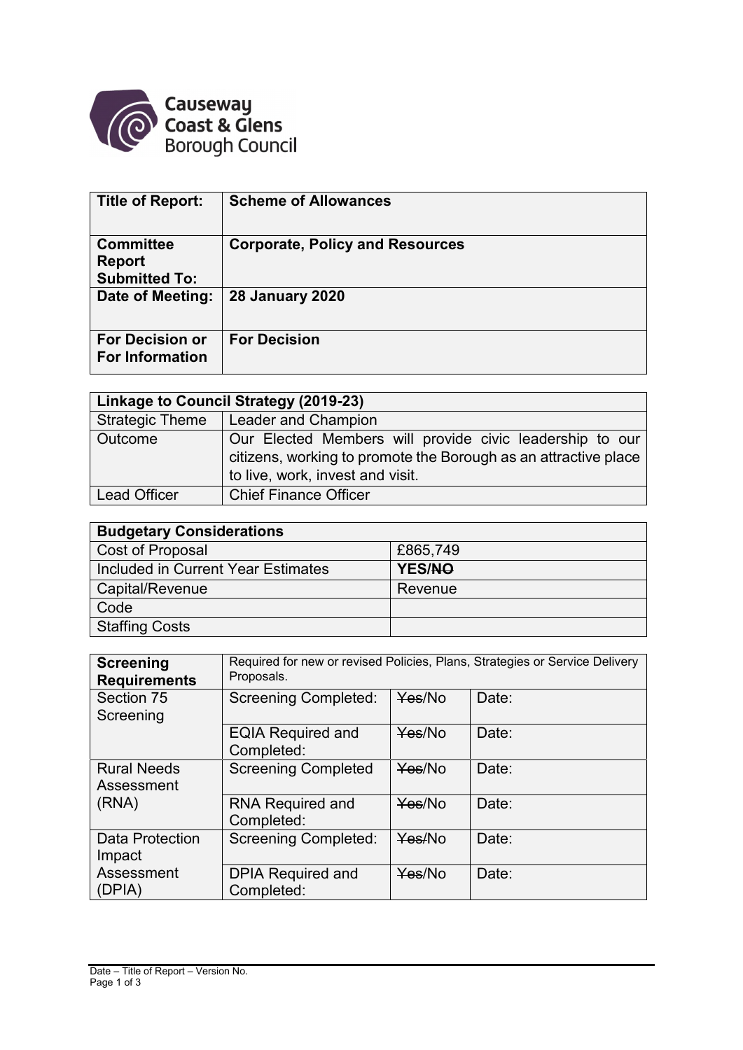Causeway Coast & Glens Borough Council

| Title of Report: | Scheme of Allowances |
|---|---|
| Committee Report Submitted To: | Corporate, Policy and Resources |
| Date of Meeting: | 28 January 2020 |
| For Decision or For Information | For Decision |

| Linkage to Council Strategy (2019-23) | |
|---|---|
| Strategic Theme | Leader and Champion |
| Outcome | Our Elected Members will provide civic leadership to our citizens, working to promote the Borough as an attractive place to live, work, invest and visit. |
| Lead Officer | Chief Finance Officer |

| Budgetary Considerations | |
|---|---|
| Cost of Proposal | £865,749 |
| Included in Current Year Estimates | YES/~~NO~~ |
| Capital/Revenue | Revenue |
| Code | |
| Staffing Costs | |

| Screening Requirements | Required for new or revised Policies, Plans, Strategies or Service Delivery Proposals. | | |
|---|---|---|---|
| Section 75 Screening | Screening Completed: | ~~Yes~~/No | Date: |
| | EQIA Required and Completed: | ~~Yes~~/No | Date: |
| Rural Needs Assessment (RNA) | Screening Completed | ~~Yes~~/No | Date: |
| | RNA Required and Completed: | ~~Yes~~/No | Date: |
| Data Protection Impact Assessment (DPIA) | Screening Completed: | ~~Yes~~/No | Date: |
| | DPIA Required and Completed: | ~~Yes~~/No | Date: |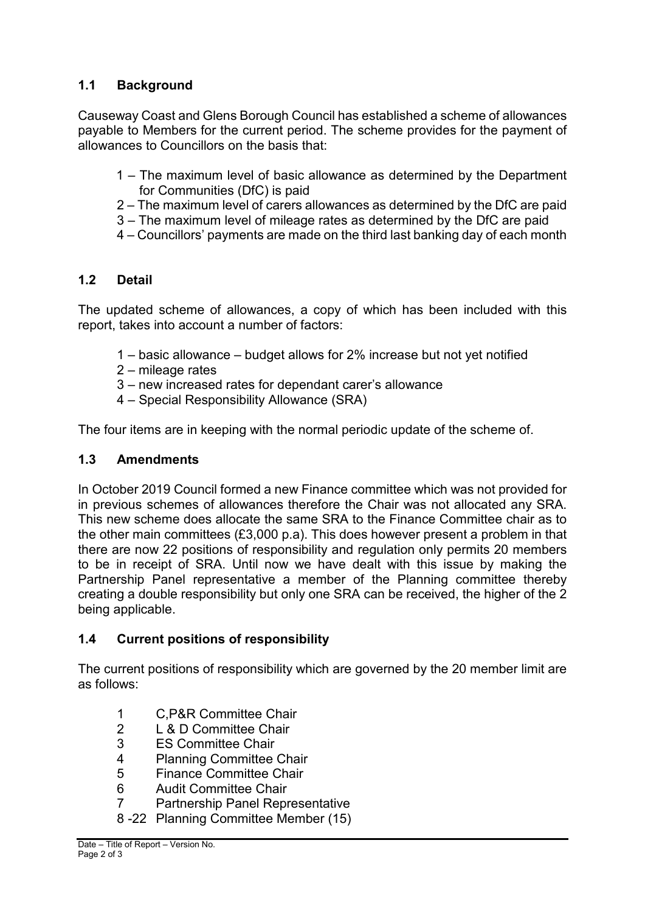## 1.1 Background

Causeway Coast and Glens Borough Council has established a scheme of allowances payable to Members for the current period. The scheme provides for the payment of allowances to Councillors on the basis that:

1 – The maximum level of basic allowance as determined by the Department for Communities (DfC) is paid
2 – The maximum level of carers allowances as determined by the DfC are paid
3 – The maximum level of mileage rates as determined by the DfC are paid
4 – Councillors' payments are made on the third last banking day of each month

## 1.2 Detail

The updated scheme of allowances, a copy of which has been included with this report, takes into account a number of factors:

1 – basic allowance – budget allows for 2% increase but not yet notified
2 – mileage rates
3 – new increased rates for dependant carer's allowance
4 – Special Responsibility Allowance (SRA)

The four items are in keeping with the normal periodic update of the scheme of.

## 1.3 Amendments

In October 2019 Council formed a new Finance committee which was not provided for in previous schemes of allowances therefore the Chair was not allocated any SRA. This new scheme does allocate the same SRA to the Finance Committee chair as to the other main committees (£3,000 p.a). This does however present a problem in that there are now 22 positions of responsibility and regulation only permits 20 members to be in receipt of SRA. Until now we have dealt with this issue by making the Partnership Panel representative a member of the Planning committee thereby creating a double responsibility but only one SRA can be received, the higher of the 2 being applicable.

## 1.4 Current positions of responsibility

The current positions of responsibility which are governed by the 20 member limit are as follows:

1 C,P&R Committee Chair
2 L & D Committee Chair
3 ES Committee Chair
4 Planning Committee Chair
5 Finance Committee Chair
6 Audit Committee Chair
7 Partnership Panel Representative
8 -22 Planning Committee Member (15)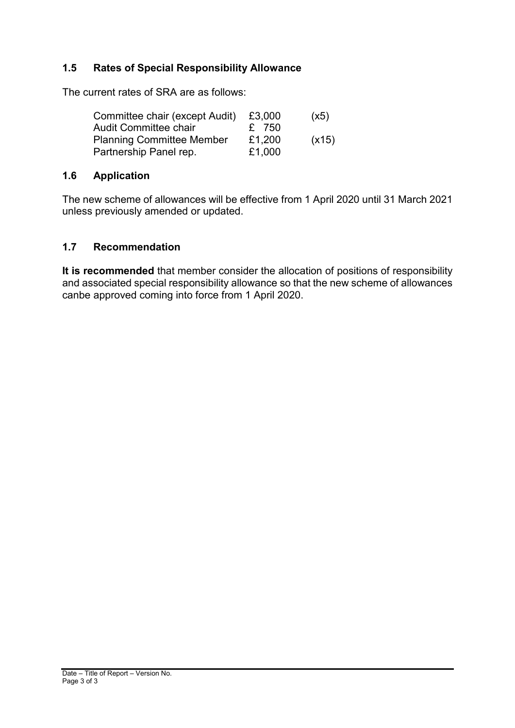## 1.5 Rates of Special Responsibility Allowance

The current rates of SRA are as follows:

| | | |
|---|---|---|
| Committee chair (except Audit) | £3,000 | (x5) |
| Audit Committee chair | £ 750 | |
| Planning Committee Member | £1,200 | (x15) |
| Partnership Panel rep. | £1,000 | |

## 1.6 Application

The new scheme of allowances will be effective from 1 April 2020 until 31 March 2021 unless previously amended or updated.

## 1.7 Recommendation

**It is recommended** that member consider the allocation of positions of responsibility and associated special responsibility allowance so that the new scheme of allowances canbe approved coming into force from 1 April 2020.